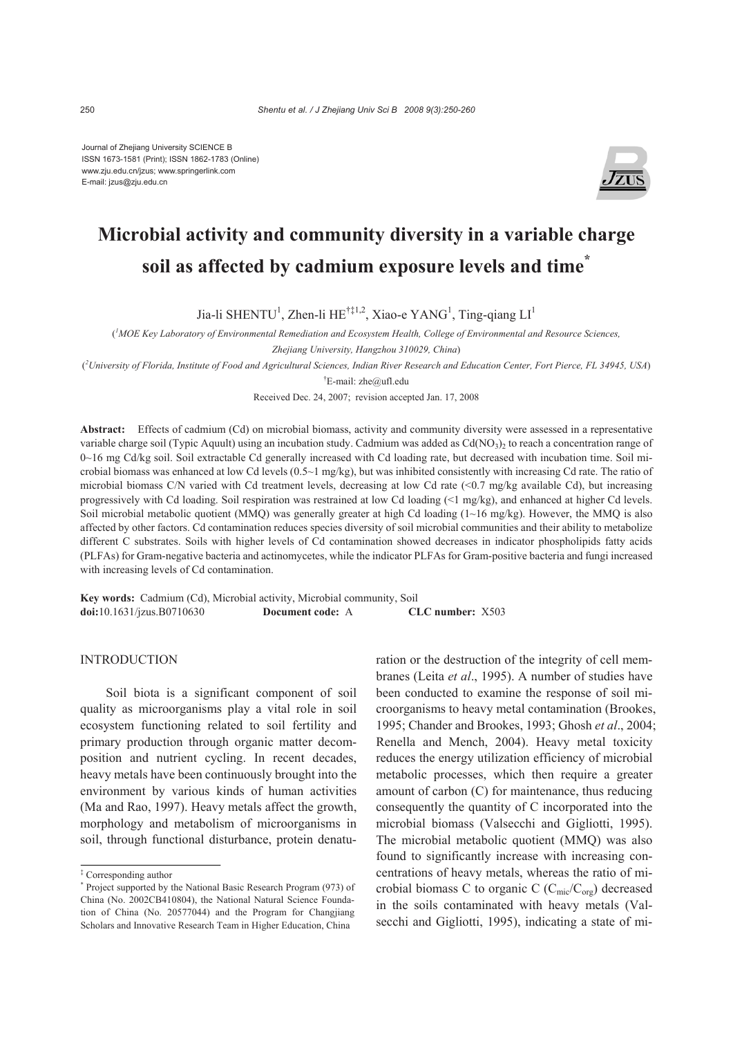Journal of Zhejiang University SCIENCE B
ISSN 1673-1581 (Print); ISSN 1862-1783 (Online)
www.zju.edu.cn/jzus; www.springerlink.com
E-mail: jzus@zju.edu.cn

# Microbial activity and community diversity in a variable charge soil as affected by cadmium exposure levels and time*

Jia-li SHENTU[1], Zhen-li HE[†‡1,2], Xiao-e YANG[1], Ting-qiang LI[1]

([1]MOE Key Laboratory of Environmental Remediation and Ecosystem Health, College of Environmental and Resource Sciences, Zhejiang University, Hangzhou 310029, China)

([2]University of Florida, Institute of Food and Agricultural Sciences, Indian River Research and Education Center, Fort Pierce, FL 34945, USA)

[†]E-mail: zhe@ufl.edu

Received Dec. 24, 2007; revision accepted Jan. 17, 2008

**Abstract:** Effects of cadmium (Cd) on microbial biomass, activity and community diversity were assessed in a representative variable charge soil (Typic Aquult) using an incubation study. Cadmium was added as $Cd(NO_3)_2$ to reach a concentration range of 0~16 mg Cd/kg soil. Soil extractable Cd generally increased with Cd loading rate, but decreased with incubation time. Soil microbial biomass was enhanced at low Cd levels (0.5~1 mg/kg), but was inhibited consistently with increasing Cd rate. The ratio of microbial biomass C/N varied with Cd treatment levels, decreasing at low Cd rate (<0.7 mg/kg available Cd), but increasing progressively with Cd loading. Soil respiration was restrained at low Cd loading (<1 mg/kg), and enhanced at higher Cd levels. Soil microbial metabolic quotient (MMQ) was generally greater at high Cd loading (1~16 mg/kg). However, the MMQ is also affected by other factors. Cd contamination reduces species diversity of soil microbial communities and their ability to metabolize different C substrates. Soils with higher levels of Cd contamination showed decreases in indicator phospholipids fatty acids (PLFAs) for Gram-negative bacteria and actinomycetes, while the indicator PLFAs for Gram-positive bacteria and fungi increased with increasing levels of Cd contamination.

**Key words:** Cadmium (Cd), Microbial activity, Microbial community, Soil
**doi:**10.1631/jzus.B0710630 **Document code:** A **CLC number:** X503

## INTRODUCTION

Soil biota is a significant component of soil quality as microorganisms play a vital role in soil ecosystem functioning related to soil fertility and primary production through organic matter decomposition and nutrient cycling. In recent decades, heavy metals have been continuously brought into the environment by various kinds of human activities (Ma and Rao, 1997). Heavy metals affect the growth, morphology and metabolism of microorganisms in soil, through functional disturbance, protein denaturation or the destruction of the integrity of cell membranes (Leita *et al*., 1995). A number of studies have been conducted to examine the response of soil microorganisms to heavy metal contamination (Brookes, 1995; Chander and Brookes, 1993; Ghosh *et al*., 2004; Renella and Mench, 2004). Heavy metal toxicity reduces the energy utilization efficiency of microbial metabolic processes, which then require a greater amount of carbon (C) for maintenance, thus reducing consequently the quantity of C incorporated into the microbial biomass (Valsecchi and Gigliotti, 1995). The microbial metabolic quotient (MMQ) was also found to significantly increase with increasing concentrations of heavy metals, whereas the ratio of microbial biomass C to organic C ($C_{mic}/C_{org}$) decreased in the soils contaminated with heavy metals (Valsecchi and Gigliotti, 1995), indicating a state of mi-

---

‡ Corresponding author

\* Project supported by the National Basic Research Program (973) of China (No. 2002CB410804), the National Natural Science Foundation of China (No. 20577044) and the Program for Changjiang Scholars and Innovative Research Team in Higher Education, China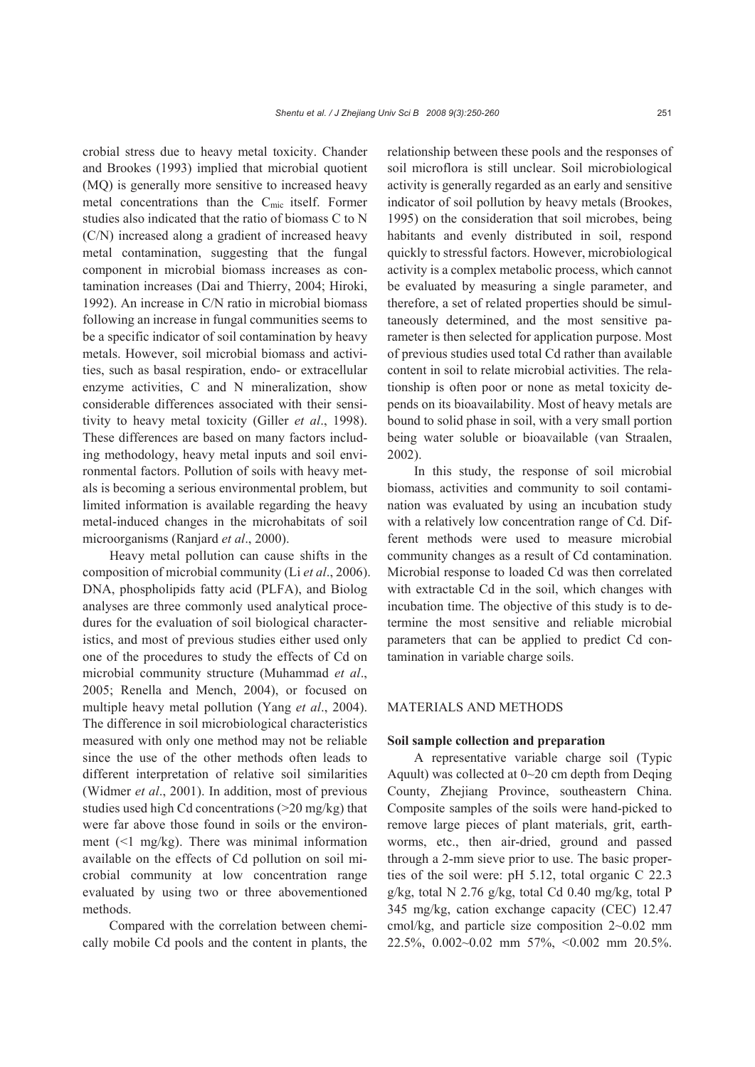crobial stress due to heavy metal toxicity. Chander and Brookes (1993) implied that microbial quotient (MQ) is generally more sensitive to increased heavy metal concentrations than the $C_{mic}$ itself. Former studies also indicated that the ratio of biomass C to N (C/N) increased along a gradient of increased heavy metal contamination, suggesting that the fungal component in microbial biomass increases as contamination increases (Dai and Thierry, 2004; Hiroki, 1992). An increase in C/N ratio in microbial biomass following an increase in fungal communities seems to be a specific indicator of soil contamination by heavy metals. However, soil microbial biomass and activities, such as basal respiration, endo- or extracellular enzyme activities, C and N mineralization, show considerable differences associated with their sensitivity to heavy metal toxicity (Giller *et al*., 1998). These differences are based on many factors including methodology, heavy metal inputs and soil environmental factors. Pollution of soils with heavy metals is becoming a serious environmental problem, but limited information is available regarding the heavy metal-induced changes in the microhabitats of soil microorganisms (Ranjard *et al*., 2000).

Heavy metal pollution can cause shifts in the composition of microbial community (Li *et al*., 2006). DNA, phospholipids fatty acid (PLFA), and Biolog analyses are three commonly used analytical procedures for the evaluation of soil biological characteristics, and most of previous studies either used only one of the procedures to study the effects of Cd on microbial community structure (Muhammad *et al*., 2005; Renella and Mench, 2004), or focused on multiple heavy metal pollution (Yang *et al*., 2004). The difference in soil microbiological characteristics measured with only one method may not be reliable since the use of the other methods often leads to different interpretation of relative soil similarities (Widmer *et al*., 2001). In addition, most of previous studies used high Cd concentrations (>20 mg/kg) that were far above those found in soils or the environment (<1 mg/kg). There was minimal information available on the effects of Cd pollution on soil microbial community at low concentration range evaluated by using two or three abovementioned methods.

Compared with the correlation between chemically mobile Cd pools and the content in plants, the relationship between these pools and the responses of soil microflora is still unclear. Soil microbiological activity is generally regarded as an early and sensitive indicator of soil pollution by heavy metals (Brookes, 1995) on the consideration that soil microbes, being habitants and evenly distributed in soil, respond quickly to stressful factors. However, microbiological activity is a complex metabolic process, which cannot be evaluated by measuring a single parameter, and therefore, a set of related properties should be simultaneously determined, and the most sensitive parameter is then selected for application purpose. Most of previous studies used total Cd rather than available content in soil to relate microbial activities. The relationship is often poor or none as metal toxicity depends on its bioavailability. Most of heavy metals are bound to solid phase in soil, with a very small portion being water soluble or bioavailable (van Straalen, 2002).

In this study, the response of soil microbial biomass, activities and community to soil contamination was evaluated by using an incubation study with a relatively low concentration range of Cd. Different methods were used to measure microbial community changes as a result of Cd contamination. Microbial response to loaded Cd was then correlated with extractable Cd in the soil, which changes with incubation time. The objective of this study is to determine the most sensitive and reliable microbial parameters that can be applied to predict Cd contamination in variable charge soils.

## MATERIALS AND METHODS

### Soil sample collection and preparation

A representative variable charge soil (Typic Aquult) was collected at 0~20 cm depth from Deqing County, Zhejiang Province, southeastern China. Composite samples of the soils were hand-picked to remove large pieces of plant materials, grit, earthworms, etc., then air-dried, ground and passed through a 2-mm sieve prior to use. The basic properties of the soil were: pH 5.12, total organic C 22.3 g/kg, total N 2.76 g/kg, total Cd 0.40 mg/kg, total P 345 mg/kg, cation exchange capacity (CEC) 12.47 cmol/kg, and particle size composition 2~0.02 mm 22.5%, 0.002~0.02 mm 57%, <0.002 mm 20.5%.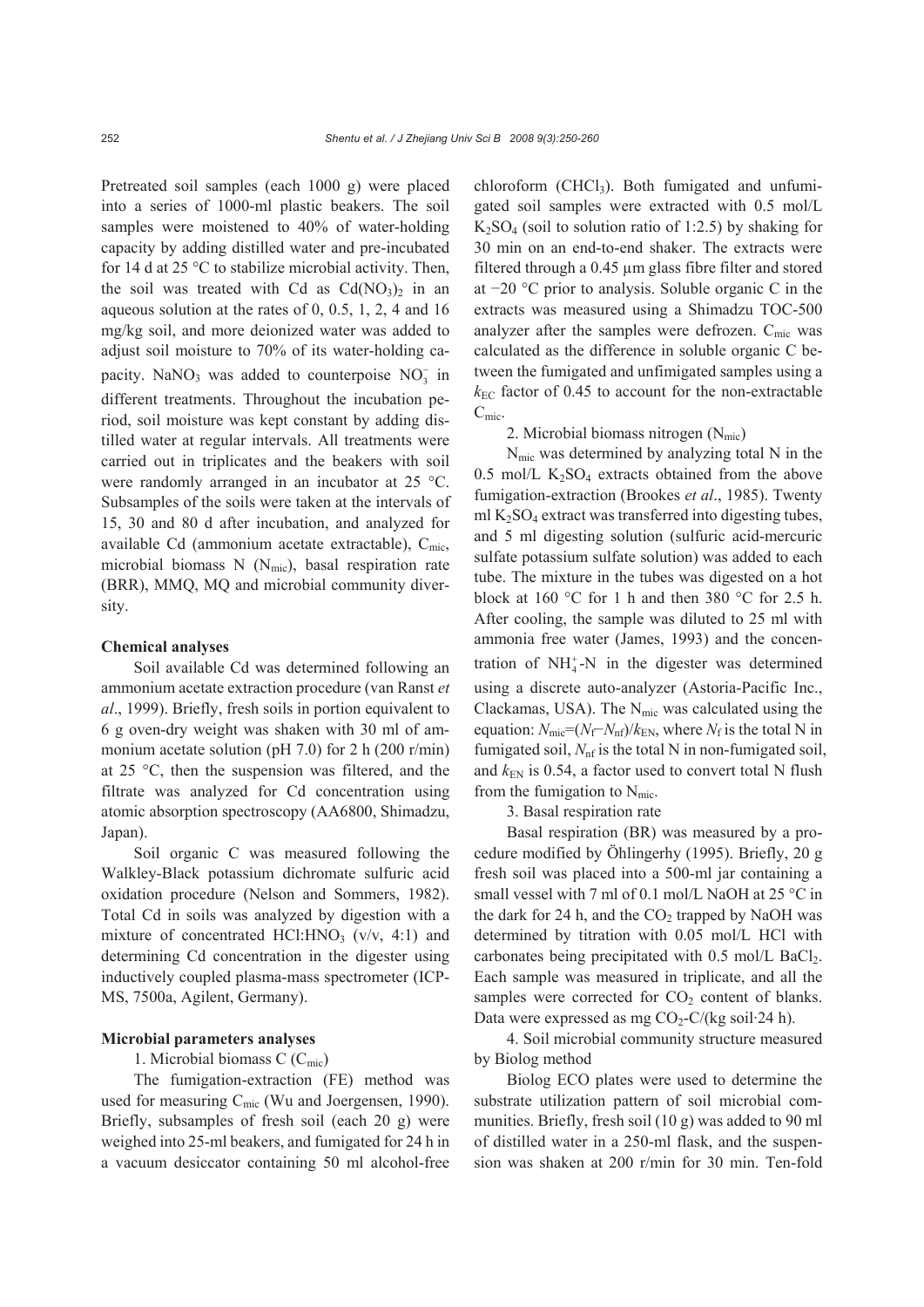Pretreated soil samples (each 1000 g) were placed into a series of 1000-ml plastic beakers. The soil samples were moistened to 40% of water-holding capacity by adding distilled water and pre-incubated for 14 d at 25 °C to stabilize microbial activity. Then, the soil was treated with Cd as $Cd(NO_3)_2$ in an aqueous solution at the rates of 0, 0.5, 1, 2, 4 and 16 mg/kg soil, and more deionized water was added to adjust soil moisture to 70% of its water-holding capacity. $NaNO_3$ was added to counterpoise $NO_3^-$ in different treatments. Throughout the incubation period, soil moisture was kept constant by adding distilled water at regular intervals. All treatments were carried out in triplicates and the beakers with soil were randomly arranged in an incubator at 25 °C. Subsamples of the soils were taken at the intervals of 15, 30 and 80 d after incubation, and analyzed for available Cd (ammonium acetate extractable), $C_{mic}$, microbial biomass N ($N_{mic}$), basal respiration rate (BRR), MMQ, MQ and microbial community diversity.

### Chemical analyses

Soil available Cd was determined following an ammonium acetate extraction procedure (van Ranst *et al*., 1999). Briefly, fresh soils in portion equivalent to 6 g oven-dry weight was shaken with 30 ml of ammonium acetate solution (pH 7.0) for 2 h (200 r/min) at 25 °C, then the suspension was filtered, and the filtrate was analyzed for Cd concentration using atomic absorption spectroscopy (AA6800, Shimadzu, Japan).

Soil organic C was measured following the Walkley-Black potassium dichromate sulfuric acid oxidation procedure (Nelson and Sommers, 1982). Total Cd in soils was analyzed by digestion with a mixture of concentrated $HCl$:$HNO_3$ (v/v, 4:1) and determining Cd concentration in the digester using inductively coupled plasma-mass spectrometer (ICP-MS, 7500a, Agilent, Germany).

### Microbial parameters analyses

1. Microbial biomass C ($C_{mic}$)

The fumigation-extraction (FE) method was used for measuring $C_{mic}$ (Wu and Joergensen, 1990). Briefly, subsamples of fresh soil (each 20 g) were weighed into 25-ml beakers, and fumigated for 24 h in a vacuum desiccator containing 50 ml alcohol-free chloroform ($CHCl_3$). Both fumigated and unfumigated soil samples were extracted with 0.5 mol/L $K_2SO_4$ (soil to solution ratio of 1:2.5) by shaking for 30 min on an end-to-end shaker. The extracts were filtered through a 0.45 μm glass fibre filter and stored at −20 °C prior to analysis. Soluble organic C in the extracts was measured using a Shimadzu TOC-500 analyzer after the samples were defrozen. $C_{mic}$ was calculated as the difference in soluble organic C between the fumigated and unfimigated samples using a $k_{EC}$ factor of 0.45 to account for the non-extractable $C_{mic}$.

2. Microbial biomass nitrogen ($N_{mic}$)

$N_{mic}$ was determined by analyzing total N in the 0.5 mol/L $K_2SO_4$ extracts obtained from the above fumigation-extraction (Brookes *et al*., 1985). Twenty ml $K_2SO_4$ extract was transferred into digesting tubes, and 5 ml digesting solution (sulfuric acid-mercuric sulfate potassium sulfate solution) was added to each tube. The mixture in the tubes was digested on a hot block at 160 °C for 1 h and then 380 °C for 2.5 h. After cooling, the sample was diluted to 25 ml with ammonia free water (James, 1993) and the concentration of $NH_4^+$-N in the digester was determined using a discrete auto-analyzer (Astoria-Pacific Inc., Clackamas, USA). The $N_{mic}$ was calculated using the equation: $N_{mic}=(N_f-N_{nf})/k_{EN}$, where $N_f$ is the total N in fumigated soil, $N_{nf}$ is the total N in non-fumigated soil, and $k_{EN}$ is 0.54, a factor used to convert total N flush from the fumigation to $N_{mic}$.

3. Basal respiration rate

Basal respiration (BR) was measured by a procedure modified by Öhlingerhy (1995). Briefly, 20 g fresh soil was placed into a 500-ml jar containing a small vessel with 7 ml of 0.1 mol/L NaOH at 25 °C in the dark for 24 h, and the $CO_2$ trapped by NaOH was determined by titration with 0.05 mol/L HCl with carbonates being precipitated with 0.5 mol/L $BaCl_2$. Each sample was measured in triplicate, and all the samples were corrected for $CO_2$ content of blanks. Data were expressed as mg $CO_2$-C/(kg soil·24 h).

4. Soil microbial community structure measured by Biolog method

Biolog ECO plates were used to determine the substrate utilization pattern of soil microbial communities. Briefly, fresh soil (10 g) was added to 90 ml of distilled water in a 250-ml flask, and the suspension was shaken at 200 r/min for 30 min. Ten-fold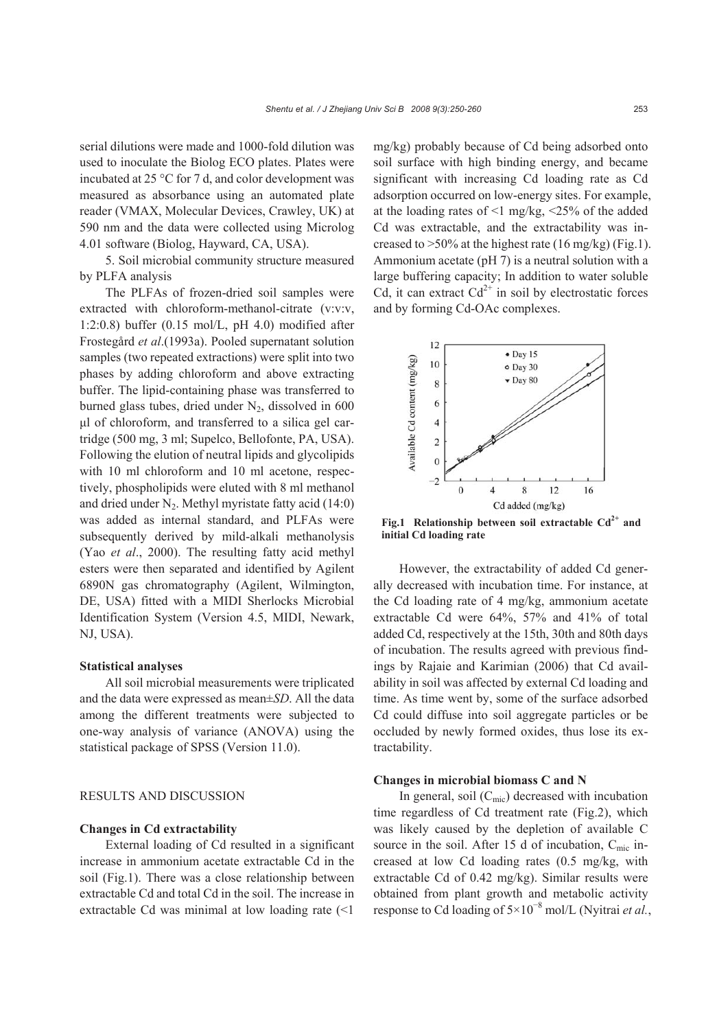serial dilutions were made and 1000-fold dilution was used to inoculate the Biolog ECO plates. Plates were incubated at 25 °C for 7 d, and color development was measured as absorbance using an automated plate reader (VMAX, Molecular Devices, Crawley, UK) at 590 nm and the data were collected using Microlog 4.01 software (Biolog, Hayward, CA, USA).

5. Soil microbial community structure measured by PLFA analysis

The PLFAs of frozen-dried soil samples were extracted with chloroform-methanol-citrate (v:v:v, 1:2:0.8) buffer (0.15 mol/L, pH 4.0) modified after Frostegård *et al*.(1993a). Pooled supernatant solution samples (two repeated extractions) were split into two phases by adding chloroform and above extracting buffer. The lipid-containing phase was transferred to burned glass tubes, dried under $N_2$, dissolved in 600 μl of chloroform, and transferred to a silica gel cartridge (500 mg, 3 ml; Supelco, Bellofonte, PA, USA). Following the elution of neutral lipids and glycolipids with 10 ml chloroform and 10 ml acetone, respectively, phospholipids were eluted with 8 ml methanol and dried under $N_2$. Methyl myristate fatty acid (14:0) was added as internal standard, and PLFAs were subsequently derived by mild-alkali methanolysis (Yao *et al*., 2000). The resulting fatty acid methyl esters were then separated and identified by Agilent 6890N gas chromatography (Agilent, Wilmington, DE, USA) fitted with a MIDI Sherlocks Microbial Identification System (Version 4.5, MIDI, Newark, NJ, USA).

**Statistical analyses**

All soil microbial measurements were triplicated and the data were expressed as mean±*SD*. All the data among the different treatments were subjected to one-way analysis of variance (ANOVA) using the statistical package of SPSS (Version 11.0).

## RESULTS AND DISCUSSION

**Changes in Cd extractability**

External loading of Cd resulted in a significant increase in ammonium acetate extractable Cd in the soil (Fig.1). There was a close relationship between extractable Cd and total Cd in the soil. The increase in extractable Cd was minimal at low loading rate (<1 mg/kg) probably because of Cd being adsorbed onto soil surface with high binding energy, and became significant with increasing Cd loading rate as Cd adsorption occurred on low-energy sites. For example, at the loading rates of <1 mg/kg, <25% of the added Cd was extractable, and the extractability was increased to >50% at the highest rate (16 mg/kg) (Fig.1). Ammonium acetate (pH 7) is a neutral solution with a large buffering capacity; In addition to water soluble Cd, it can extract $Cd^{2+}$ in soil by electrostatic forces and by forming Cd-OAc complexes.

**Fig.1 Relationship between soil extractable $Cd^{2+}$ and initial Cd loading rate**

However, the extractability of added Cd generally decreased with incubation time. For instance, at the Cd loading rate of 4 mg/kg, ammonium acetate extractable Cd were 64%, 57% and 41% of total added Cd, respectively at the 15th, 30th and 80th days of incubation. The results agreed with previous findings by Rajaie and Karimian (2006) that Cd availability in soil was affected by external Cd loading and time. As time went by, some of the surface adsorbed Cd could diffuse into soil aggregate particles or be occluded by newly formed oxides, thus lose its extractability.

**Changes in microbial biomass C and N**

In general, soil ($C_{mic}$) decreased with incubation time regardless of Cd treatment rate (Fig.2), which was likely caused by the depletion of available C source in the soil. After 15 d of incubation, $C_{mic}$ increased at low Cd loading rates (0.5 mg/kg, with extractable Cd of 0.42 mg/kg). Similar results were obtained from plant growth and metabolic activity response to Cd loading of $5\times10^{-8}$ mol/L (Nyitrai *et al.*,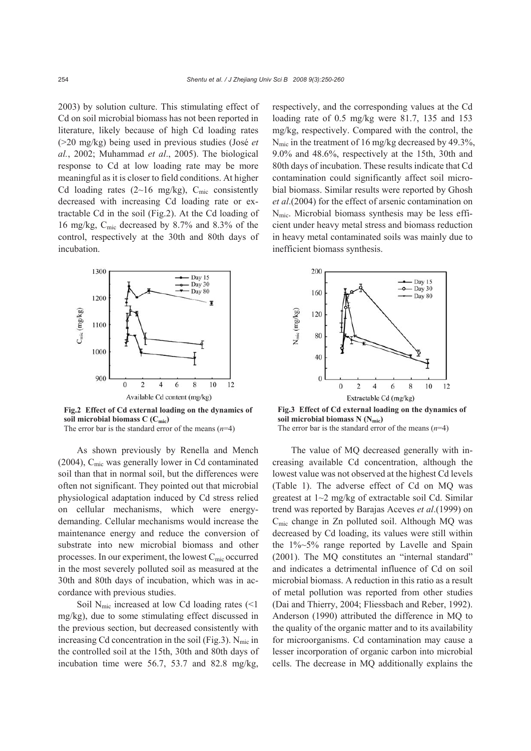2003) by solution culture. This stimulating effect of Cd on soil microbial biomass has not been reported in literature, likely because of high Cd loading rates (>20 mg/kg) being used in previous studies (José *et al.*, 2002; Muhammad *et al*., 2005). The biological response to Cd at low loading rate may be more meaningful as it is closer to field conditions. At higher Cd loading rates (2~16 mg/kg), $C_{mic}$ consistently decreased with increasing Cd loading rate or extractable Cd in the soil (Fig.2). At the Cd loading of 16 mg/kg, $C_{mic}$ decreased by 8.7% and 8.3% of the control, respectively at the 30th and 80th days of incubation.

**Fig.2 Effect of Cd external loading on the dynamics of soil microbial biomass C ($C_{mic}$)**
The error bar is the standard error of the means ($n$=4)

As shown previously by Renella and Mench (2004), $C_{mic}$ was generally lower in Cd contaminated soil than that in normal soil, but the differences were often not significant. They pointed out that microbial physiological adaptation induced by Cd stress relied on cellular mechanisms, which were energy-demanding. Cellular mechanisms would increase the maintenance energy and reduce the conversion of substrate into new microbial biomass and other processes. In our experiment, the lowest $C_{mic}$ occurred in the most severely polluted soil as measured at the 30th and 80th days of incubation, which was in accordance with previous studies.

Soil $N_{mic}$ increased at low Cd loading rates (<1 mg/kg), due to some stimulating effect discussed in the previous section, but decreased consistently with increasing Cd concentration in the soil (Fig.3). $N_{mic}$ in the controlled soil at the 15th, 30th and 80th days of incubation time were 56.7, 53.7 and 82.8 mg/kg, respectively, and the corresponding values at the Cd loading rate of 0.5 mg/kg were 81.7, 135 and 153 mg/kg, respectively. Compared with the control, the $N_{mic}$ in the treatment of 16 mg/kg decreased by 49.3%, 9.0% and 48.6%, respectively at the 15th, 30th and 80th days of incubation. These results indicate that Cd contamination could significantly affect soil microbial biomass. Similar results were reported by Ghosh *et al*.(2004) for the effect of arsenic contamination on $N_{mic}$. Microbial biomass synthesis may be less efficient under heavy metal stress and biomass reduction in heavy metal contaminated soils was mainly due to inefficient biomass synthesis.

**Fig.3 Effect of Cd external loading on the dynamics of soil microbial biomass N ($N_{mic}$)**
The error bar is the standard error of the means ($n$=4)

The value of MQ decreased generally with increasing available Cd concentration, although the lowest value was not observed at the highest Cd levels (Table 1). The adverse effect of Cd on MQ was greatest at 1~2 mg/kg of extractable soil Cd. Similar trend was reported by Barajas Aceves *et al*.(1999) on $C_{mic}$ change in Zn polluted soil. Although MQ was decreased by Cd loading, its values were still within the 1%~5% range reported by Lavelle and Spain (2001). The MQ constitutes an "internal standard" and indicates a detrimental influence of Cd on soil microbial biomass. A reduction in this ratio as a result of metal pollution was reported from other studies (Dai and Thierry, 2004; Fliessbach and Reber, 1992). Anderson (1990) attributed the difference in MQ to the quality of the organic matter and to its availability for microorganisms. Cd contamination may cause a lesser incorporation of organic carbon into microbial cells. The decrease in MQ additionally explains the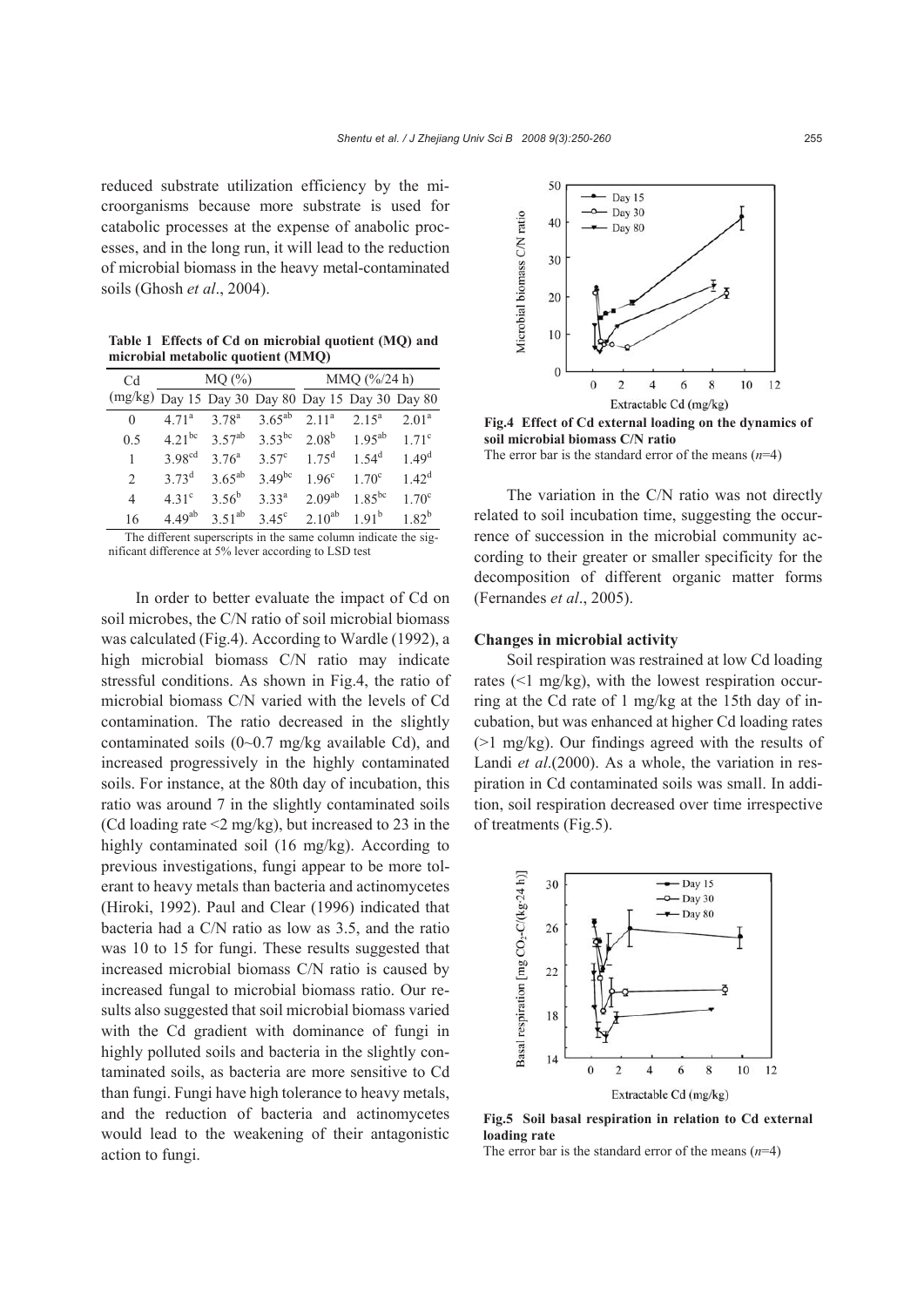reduced substrate utilization efficiency by the microorganisms because more substrate is used for catabolic processes at the expense of anabolic processes, and in the long run, it will lead to the reduction of microbial biomass in the heavy metal-contaminated soils (Ghosh *et al*., 2004).

**Table 1 Effects of Cd on microbial quotient (MQ) and microbial metabolic quotient (MMQ)**

| Cd (mg/kg) | MQ (%) | | | MMQ (%/24 h) | | |
|---|---|---|---|---|---|---|
| | Day 15 | Day 30 | Day 80 | Day 15 | Day 30 | Day 80 |
| 0 | $4.71^{a}$ | $3.78^{a}$ | $3.65^{ab}$ | $2.11^{a}$ | $2.15^{a}$ | $2.01^{a}$ |
| 0.5 | $4.21^{bc}$ | $3.57^{ab}$ | $3.53^{bc}$ | $2.08^{b}$ | $1.95^{ab}$ | $1.71^{c}$ |
| 1 | $3.98^{cd}$ | $3.76^{a}$ | $3.57^{c}$ | $1.75^{d}$ | $1.54^{d}$ | $1.49^{d}$ |
| 2 | $3.73^{d}$ | $3.65^{ab}$ | $3.49^{bc}$ | $1.96^{c}$ | $1.70^{c}$ | $1.42^{d}$ |
| 4 | $4.31^{c}$ | $3.56^{b}$ | $3.33^{a}$ | $2.09^{ab}$ | $1.85^{bc}$ | $1.70^{c}$ |
| 16 | $4.49^{ab}$ | $3.51^{ab}$ | $3.45^{c}$ | $2.10^{ab}$ | $1.91^{b}$ | $1.82^{b}$ |

The different superscripts in the same column indicate the significant difference at 5% lever according to LSD test

In order to better evaluate the impact of Cd on soil microbes, the C/N ratio of soil microbial biomass was calculated (Fig.4). According to Wardle (1992), a high microbial biomass C/N ratio may indicate stressful conditions. As shown in Fig.4, the ratio of microbial biomass C/N varied with the levels of Cd contamination. The ratio decreased in the slightly contaminated soils (0~0.7 mg/kg available Cd), and increased progressively in the highly contaminated soils. For instance, at the 80th day of incubation, this ratio was around 7 in the slightly contaminated soils (Cd loading rate <2 mg/kg), but increased to 23 in the highly contaminated soil (16 mg/kg). According to previous investigations, fungi appear to be more tolerant to heavy metals than bacteria and actinomycetes (Hiroki, 1992). Paul and Clear (1996) indicated that bacteria had a C/N ratio as low as 3.5, and the ratio was 10 to 15 for fungi. These results suggested that increased microbial biomass C/N ratio is caused by increased fungal to microbial biomass ratio. Our results also suggested that soil microbial biomass varied with the Cd gradient with dominance of fungi in highly polluted soils and bacteria in the slightly contaminated soils, as bacteria are more sensitive to Cd than fungi. Fungi have high tolerance to heavy metals, and the reduction of bacteria and actinomycetes would lead to the weakening of their antagonistic action to fungi.

**Fig.4 Effect of Cd external loading on the dynamics of soil microbial biomass C/N ratio**
The error bar is the standard error of the means ($n$=4)

The variation in the C/N ratio was not directly related to soil incubation time, suggesting the occurrence of succession in the microbial community according to their greater or smaller specificity for the decomposition of different organic matter forms (Fernandes *et al*., 2005).

### Changes in microbial activity

Soil respiration was restrained at low Cd loading rates (<1 mg/kg), with the lowest respiration occurring at the Cd rate of 1 mg/kg at the 15th day of incubation, but was enhanced at higher Cd loading rates (>1 mg/kg). Our findings agreed with the results of Landi *et al*.(2000). As a whole, the variation in respiration in Cd contaminated soils was small. In addition, soil respiration decreased over time irrespective of treatments (Fig.5).

**Fig.5 Soil basal respiration in relation to Cd external loading rate**
The error bar is the standard error of the means ($n$=4)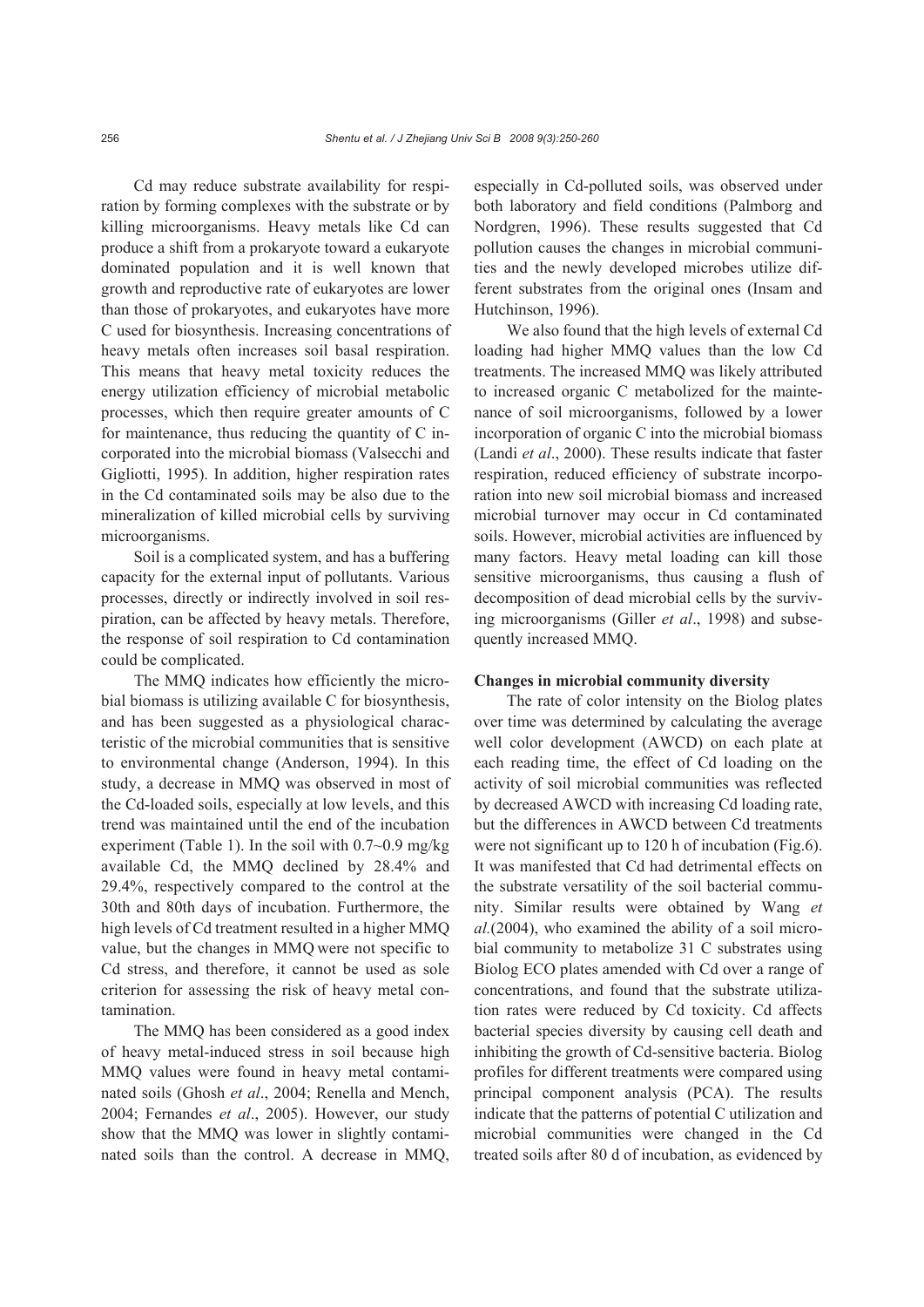Cd may reduce substrate availability for respiration by forming complexes with the substrate or by killing microorganisms. Heavy metals like Cd can produce a shift from a prokaryote toward a eukaryote dominated population and it is well known that growth and reproductive rate of eukaryotes are lower than those of prokaryotes, and eukaryotes have more C used for biosynthesis. Increasing concentrations of heavy metals often increases soil basal respiration. This means that heavy metal toxicity reduces the energy utilization efficiency of microbial metabolic processes, which then require greater amounts of C for maintenance, thus reducing the quantity of C incorporated into the microbial biomass (Valsecchi and Gigliotti, 1995). In addition, higher respiration rates in the Cd contaminated soils may be also due to the mineralization of killed microbial cells by surviving microorganisms.

Soil is a complicated system, and has a buffering capacity for the external input of pollutants. Various processes, directly or indirectly involved in soil respiration, can be affected by heavy metals. Therefore, the response of soil respiration to Cd contamination could be complicated.

The MMQ indicates how efficiently the microbial biomass is utilizing available C for biosynthesis, and has been suggested as a physiological characteristic of the microbial communities that is sensitive to environmental change (Anderson, 1994). In this study, a decrease in MMQ was observed in most of the Cd-loaded soils, especially at low levels, and this trend was maintained until the end of the incubation experiment (Table 1). In the soil with 0.7~0.9 mg/kg available Cd, the MMQ declined by 28.4% and 29.4%, respectively compared to the control at the 30th and 80th days of incubation. Furthermore, the high levels of Cd treatment resulted in a higher MMQ value, but the changes in MMQ were not specific to Cd stress, and therefore, it cannot be used as sole criterion for assessing the risk of heavy metal contamination.

The MMQ has been considered as a good index of heavy metal-induced stress in soil because high MMQ values were found in heavy metal contaminated soils (Ghosh *et al*., 2004; Renella and Mench, 2004; Fernandes *et al*., 2005). However, our study show that the MMQ was lower in slightly contaminated soils than the control. A decrease in MMQ, especially in Cd-polluted soils, was observed under both laboratory and field conditions (Palmborg and Nordgren, 1996). These results suggested that Cd pollution causes the changes in microbial communities and the newly developed microbes utilize different substrates from the original ones (Insam and Hutchinson, 1996).

We also found that the high levels of external Cd loading had higher MMQ values than the low Cd treatments. The increased MMQ was likely attributed to increased organic C metabolized for the maintenance of soil microorganisms, followed by a lower incorporation of organic C into the microbial biomass (Landi *et al*., 2000). These results indicate that faster respiration, reduced efficiency of substrate incorporation into new soil microbial biomass and increased microbial turnover may occur in Cd contaminated soils. However, microbial activities are influenced by many factors. Heavy metal loading can kill those sensitive microorganisms, thus causing a flush of decomposition of dead microbial cells by the surviving microorganisms (Giller *et al*., 1998) and subsequently increased MMQ.

### Changes in microbial community diversity

The rate of color intensity on the Biolog plates over time was determined by calculating the average well color development (AWCD) on each plate at each reading time, the effect of Cd loading on the activity of soil microbial communities was reflected by decreased AWCD with increasing Cd loading rate, but the differences in AWCD between Cd treatments were not significant up to 120 h of incubation (Fig.6). It was manifested that Cd had detrimental effects on the substrate versatility of the soil bacterial community. Similar results were obtained by Wang *et al.*(2004), who examined the ability of a soil microbial community to metabolize 31 C substrates using Biolog ECO plates amended with Cd over a range of concentrations, and found that the substrate utilization rates were reduced by Cd toxicity. Cd affects bacterial species diversity by causing cell death and inhibiting the growth of Cd-sensitive bacteria. Biolog profiles for different treatments were compared using principal component analysis (PCA). The results indicate that the patterns of potential C utilization and microbial communities were changed in the Cd treated soils after 80 d of incubation, as evidenced by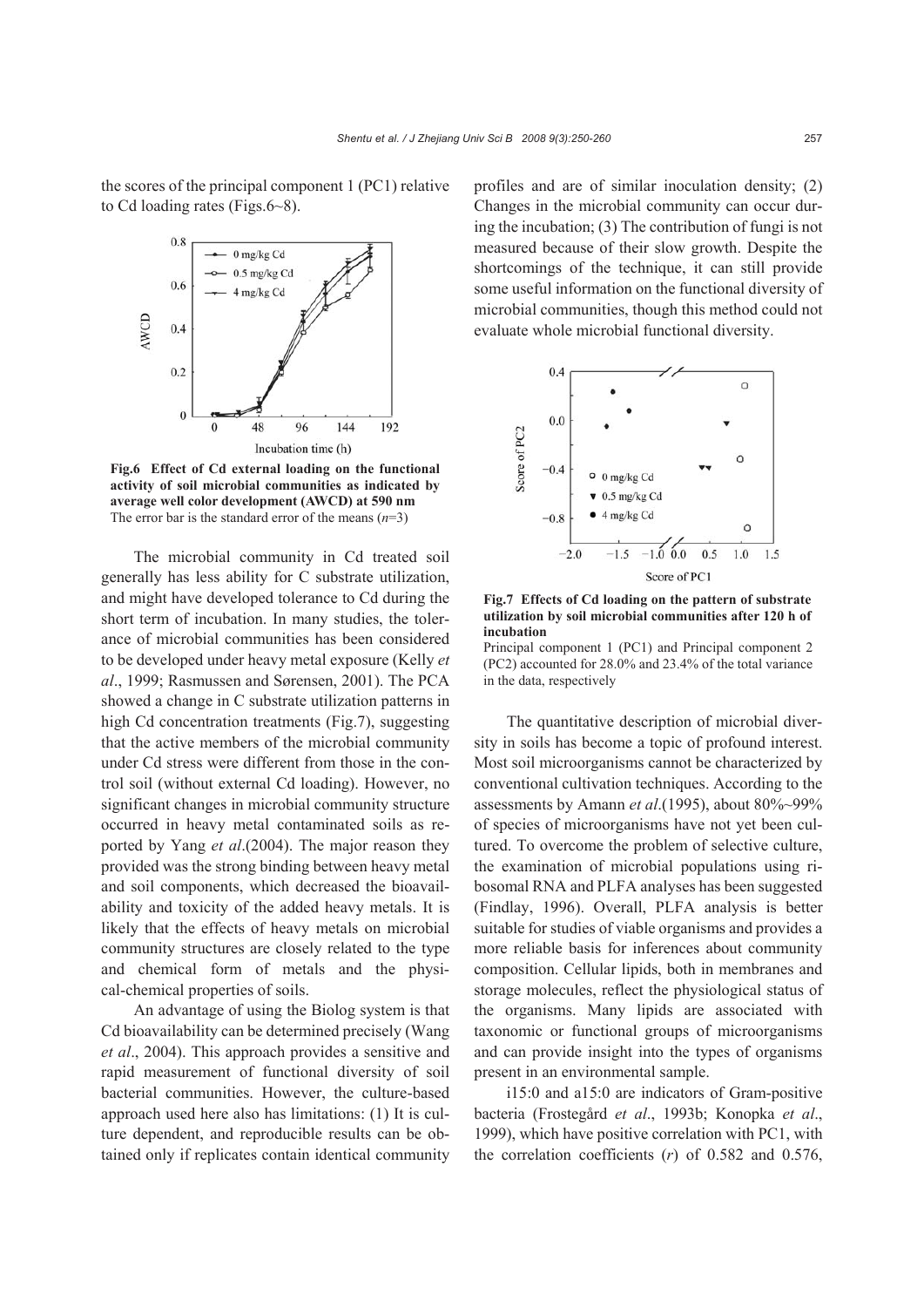the scores of the principal component 1 (PC1) relative to Cd loading rates (Figs.6~8).

**Fig.6 Effect of Cd external loading on the functional activity of soil microbial communities as indicated by average well color development (AWCD) at 590 nm**
The error bar is the standard error of the means ($n$=3)

The microbial community in Cd treated soil generally has less ability for C substrate utilization, and might have developed tolerance to Cd during the short term of incubation. In many studies, the tolerance of microbial communities has been considered to be developed under heavy metal exposure (Kelly *et al*., 1999; Rasmussen and Sørensen, 2001). The PCA showed a change in C substrate utilization patterns in high Cd concentration treatments (Fig.7), suggesting that the active members of the microbial community under Cd stress were different from those in the control soil (without external Cd loading). However, no significant changes in microbial community structure occurred in heavy metal contaminated soils as reported by Yang *et al*.(2004). The major reason they provided was the strong binding between heavy metal and soil components, which decreased the bioavailability and toxicity of the added heavy metals. It is likely that the effects of heavy metals on microbial community structures are closely related to the type and chemical form of metals and the physical-chemical properties of soils.

An advantage of using the Biolog system is that Cd bioavailability can be determined precisely (Wang *et al*., 2004). This approach provides a sensitive and rapid measurement of functional diversity of soil bacterial communities. However, the culture-based approach used here also has limitations: (1) It is culture dependent, and reproducible results can be obtained only if replicates contain identical community profiles and are of similar inoculation density; (2) Changes in the microbial community can occur during the incubation; (3) The contribution of fungi is not measured because of their slow growth. Despite the shortcomings of the technique, it can still provide some useful information on the functional diversity of microbial communities, though this method could not evaluate whole microbial functional diversity.

**Fig.7 Effects of Cd loading on the pattern of substrate utilization by soil microbial communities after 120 h of incubation**
Principal component 1 (PC1) and Principal component 2 (PC2) accounted for 28.0% and 23.4% of the total variance in the data, respectively

The quantitative description of microbial diversity in soils has become a topic of profound interest. Most soil microorganisms cannot be characterized by conventional cultivation techniques. According to the assessments by Amann *et al*.(1995), about 80%~99% of species of microorganisms have not yet been cultured. To overcome the problem of selective culture, the examination of microbial populations using ribosomal RNA and PLFA analyses has been suggested (Findlay, 1996). Overall, PLFA analysis is better suitable for studies of viable organisms and provides a more reliable basis for inferences about community composition. Cellular lipids, both in membranes and storage molecules, reflect the physiological status of the organisms. Many lipids are associated with taxonomic or functional groups of microorganisms and can provide insight into the types of organisms present in an environmental sample.

i15:0 and a15:0 are indicators of Gram-positive bacteria (Frostegård *et al*., 1993b; Konopka *et al*., 1999), which have positive correlation with PC1, with the correlation coefficients ($r$) of 0.582 and 0.576,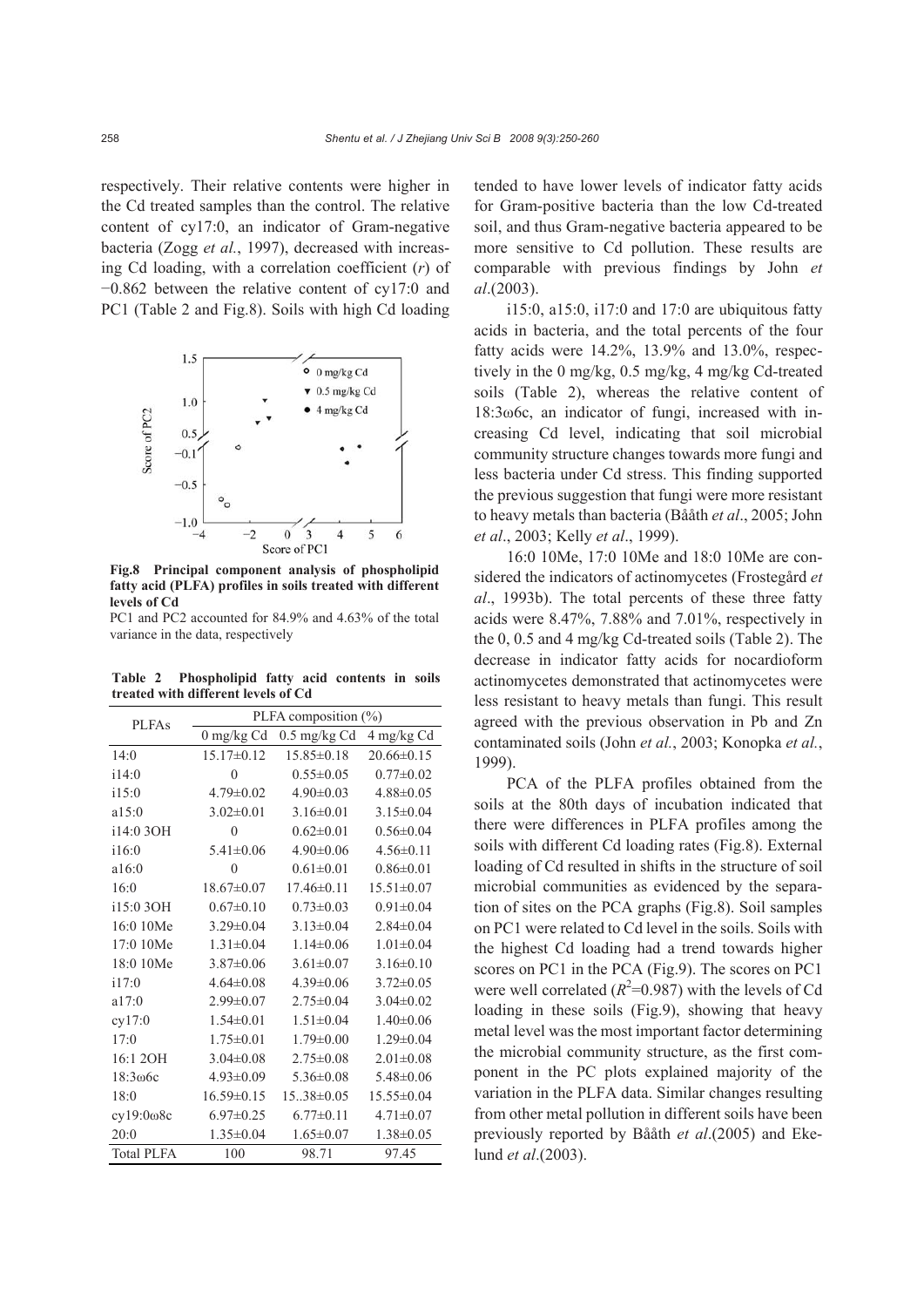respectively. Their relative contents were higher in the Cd treated samples than the control. The relative content of cy17:0, an indicator of Gram-negative bacteria (Zogg *et al.*, 1997), decreased with increasing Cd loading, with a correlation coefficient ($r$) of −0.862 between the relative content of cy17:0 and PC1 (Table 2 and Fig.8). Soils with high Cd loading tended to have lower levels of indicator fatty acids for Gram-positive bacteria than the low Cd-treated soil, and thus Gram-negative bacteria appeared to be more sensitive to Cd pollution. These results are comparable with previous findings by John *et al*.(2003).

**Fig.8 Principal component analysis of phospholipid fatty acid (PLFA) profiles in soils treated with different levels of Cd**

PC1 and PC2 accounted for 84.9% and 4.63% of the total variance in the data, respectively

**Table 2 Phospholipid fatty acid contents in soils treated with different levels of Cd**

| PLFAs | PLFA composition (%) | | |
|---|---|---|---|
| | 0 mg/kg Cd | 0.5 mg/kg Cd | 4 mg/kg Cd |
| 14:0 | 15.17±0.12 | 15.85±0.18 | 20.66±0.15 |
| i14:0 | 0 | 0.55±0.05 | 0.77±0.02 |
| i15:0 | 4.79±0.02 | 4.90±0.03 | 4.88±0.05 |
| a15:0 | 3.02±0.01 | 3.16±0.01 | 3.15±0.04 |
| i14:0 3OH | 0 | 0.62±0.01 | 0.56±0.04 |
| i16:0 | 5.41±0.06 | 4.90±0.06 | 4.56±0.11 |
| a16:0 | 0 | 0.61±0.01 | 0.86±0.01 |
| 16:0 | 18.67±0.07 | 17.46±0.11 | 15.51±0.07 |
| i15:0 3OH | 0.67±0.10 | 0.73±0.03 | 0.91±0.04 |
| 16:0 10Me | 3.29±0.04 | 3.13±0.04 | 2.84±0.04 |
| 17:0 10Me | 1.31±0.04 | 1.14±0.06 | 1.01±0.04 |
| 18:0 10Me | 3.87±0.06 | 3.61±0.07 | 3.16±0.10 |
| i17:0 | 4.64±0.08 | 4.39±0.06 | 3.72±0.05 |
| a17:0 | 2.99±0.07 | 2.75±0.04 | 3.04±0.02 |
| cy17:0 | 1.54±0.01 | 1.51±0.04 | 1.40±0.06 |
| 17:0 | 1.75±0.01 | 1.79±0.00 | 1.29±0.04 |
| 16:1 2OH | 3.04±0.08 | 2.75±0.08 | 2.01±0.08 |
| 18:3ω6c | 4.93±0.09 | 5.36±0.08 | 5.48±0.06 |
| 18:0 | 16.59±0.15 | 15..38±0.05 | 15.55±0.04 |
| cy19:0ω8c | 6.97±0.25 | 6.77±0.11 | 4.71±0.07 |
| 20:0 | 1.35±0.04 | 1.65±0.07 | 1.38±0.05 |
| Total PLFA | 100 | 98.71 | 97.45 |

i15:0, a15:0, i17:0 and 17:0 are ubiquitous fatty acids in bacteria, and the total percents of the four fatty acids were 14.2%, 13.9% and 13.0%, respectively in the 0 mg/kg, 0.5 mg/kg, 4 mg/kg Cd-treated soils (Table 2), whereas the relative content of 18:3ω6c, an indicator of fungi, increased with increasing Cd level, indicating that soil microbial community structure changes towards more fungi and less bacteria under Cd stress. This finding supported the previous suggestion that fungi were more resistant to heavy metals than bacteria (Bååth *et al*., 2005; John *et al*., 2003; Kelly *et al*., 1999).

16:0 10Me, 17:0 10Me and 18:0 10Me are considered the indicators of actinomycetes (Frostegård *et al*., 1993b). The total percents of these three fatty acids were 8.47%, 7.88% and 7.01%, respectively in the 0, 0.5 and 4 mg/kg Cd-treated soils (Table 2). The decrease in indicator fatty acids for nocardioform actinomycetes demonstrated that actinomycetes were less resistant to heavy metals than fungi. This result agreed with the previous observation in Pb and Zn contaminated soils (John *et al.*, 2003; Konopka *et al.*, 1999).

PCA of the PLFA profiles obtained from the soils at the 80th days of incubation indicated that there were differences in PLFA profiles among the soils with different Cd loading rates (Fig.8). External loading of Cd resulted in shifts in the structure of soil microbial communities as evidenced by the separation of sites on the PCA graphs (Fig.8). Soil samples on PC1 were related to Cd level in the soils. Soils with the highest Cd loading had a trend towards higher scores on PC1 in the PCA (Fig.9). The scores on PC1 were well correlated ($R^2$=0.987) with the levels of Cd loading in these soils (Fig.9), showing that heavy metal level was the most important factor determining the microbial community structure, as the first component in the PC plots explained majority of the variation in the PLFA data. Similar changes resulting from other metal pollution in different soils have been previously reported by Bååth *et al*.(2005) and Ekelund *et al*.(2003).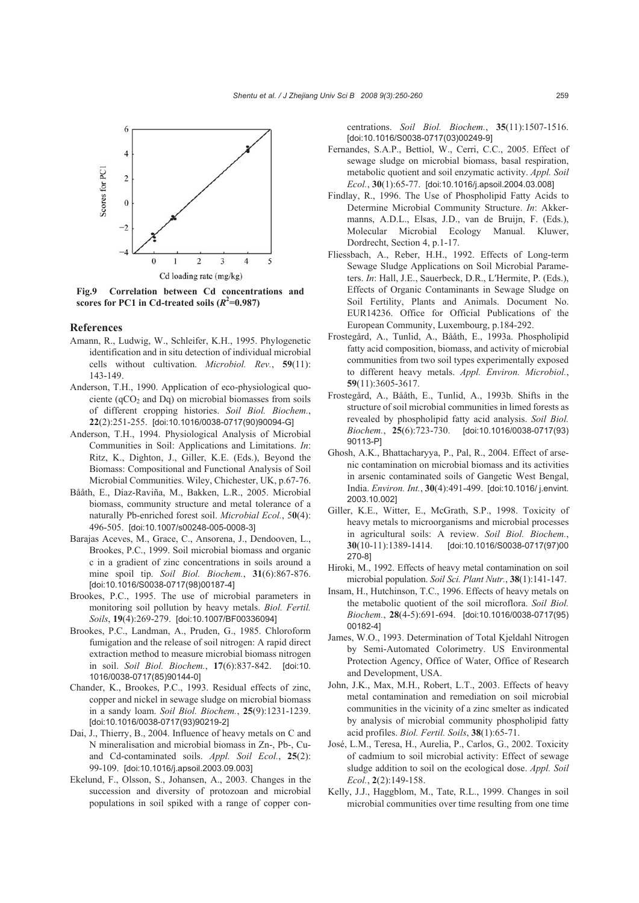**Fig.9 Correlation between Cd concentrations and scores for PC1 in Cd-treated soils ($R^2$=0.987)**

## References

Amann, R., Ludwig, W., Schleifer, K.H., 1995. Phylogenetic identification and in situ detection of individual microbial cells without cultivation. *Microbiol. Rev.*, **59**(11): 143-149.

Anderson, T.H., 1990. Application of eco-physiological quociente ($qCO_2$ and Dq) on microbial biomasses from soils of different cropping histories. *Soil Biol. Biochem.*, **22**(2):251-255. [doi:10.1016/0038-0717(90)90094-G]

Anderson, T.H., 1994. Physiological Analysis of Microbial Communities in Soil: Applications and Limitations. *In*: Ritz, K., Dighton, J., Giller, K.E. (Eds.), Beyond the Biomass: Compositional and Functional Analysis of Soil Microbial Communities. Wiley, Chichester, UK, p.67-76.

Bååth, E., Díaz-Raviña, M., Bakken, L.R., 2005. Microbial biomass, community structure and metal tolerance of a naturally Pb-enriched forest soil. *Microbial Ecol.*, 5**0**(4): 496-505. [doi:10.1007/s00248-005-0008-3]

Barajas Aceves, M., Grace, C., Ansorena, J., Dendooven, L., Brookes, P.C., 1999. Soil microbial biomass and organic c in a gradient of zinc concentrations in soils around a mine spoil tip. *Soil Biol. Biochem.*, **31**(6):867-876. [doi:10.1016/S0038-0717(98)00187-4]

Brookes, P.C., 1995. The use of microbial parameters in monitoring soil pollution by heavy metals. *Biol. Fertil. Soils*, **19**(4):269-279. [doi:10.1007/BF00336094]

Brookes, P.C., Landman, A., Pruden, G., 1985. Chloroform fumigation and the release of soil nitrogen: A rapid direct extraction method to measure microbial biomass nitrogen in soil. *Soil Biol. Biochem.*, **17**(6):837-842. [doi:10.1016/0038-0717(85)90144-0]

Chander, K., Brookes, P.C., 1993. Residual effects of zinc, copper and nickel in sewage sludge on microbial biomass in a sandy loam. *Soil Biol. Biochem.*, **25**(9):1231-1239. [doi:10.1016/0038-0717(93)90219-2]

Dai, J., Thierry, B., 2004. Influence of heavy metals on C and N mineralisation and microbial biomass in Zn-, Pb-, Cu- and Cd-contaminated soils. *Appl. Soil Ecol.*, **25**(2): 99-109. [doi:10.1016/j.apsoil.2003.09.003]

Ekelund, F., Olsson, S., Johansen, A., 2003. Changes in the succession and diversity of protozoan and microbial populations in soil spiked with a range of copper concentrations. *Soil Biol. Biochem.*, **35**(11):1507-1516. [doi:10.1016/S0038-0717(03)00249-9]

Fernandes, S.A.P., Bettiol, W., Cerri, C.C., 2005. Effect of sewage sludge on microbial biomass, basal respiration, metabolic quotient and soil enzymatic activity. *Appl. Soil Ecol.*, **30**(1):65-77. [doi:10.1016/j.apsoil.2004.03.008]

Findlay, R., 1996. The Use of Phospholipid Fatty Acids to Determine Microbial Community Structure. *In*: Akkermanns, A.D.L., Elsas, J.D., van de Bruijn, F. (Eds.), Molecular Microbial Ecology Manual. Kluwer, Dordrecht, Section 4, p.1-17.

Fliessbach, A., Reber, H.H., 1992. Effects of Long-term Sewage Sludge Applications on Soil Microbial Parameters. *In*: Hall, J.E., Sauerbeck, D.R., L′Hermite, P. (Eds.), Effects of Organic Contaminants in Sewage Sludge on Soil Fertility, Plants and Animals. Document No. EUR14236. Office for Official Publications of the European Community, Luxembourg, p.184-292.

Frostegård, A., Tunlid, A., Bååth, E., 1993a. Phospholipid fatty acid composition, biomass, and activity of microbial communities from two soil types experimentally exposed to different heavy metals. *Appl. Environ. Microbiol.*, **59**(11):3605-3617.

Frostegård, A., Bååth, E., Tunlid, A., 1993b. Shifts in the structure of soil microbial communities in limed forests as revealed by phospholipid fatty acid analysis. *Soil Biol. Biochem.*, **25**(6):723-730. [doi:10.1016/0038-0717(93)90113-P]

Ghosh, A.K., Bhattacharyya, P., Pal, R., 2004. Effect of arsenic contamination on microbial biomass and its activities in arsenic contaminated soils of Gangetic West Bengal, India. *Environ. Int.*, **30**(4):491-499. [doi:10.1016/ j.envint.2003.10.002]

Giller, K.E., Witter, E., McGrath, S.P., 1998. Toxicity of heavy metals to microorganisms and microbial processes in agricultural soils: A review. *Soil Biol. Biochem.*, **30**(10-11):1389-1414. [doi:10.1016/S0038-0717(97)00270-8]

Hiroki, M., 1992. Effects of heavy metal contamination on soil microbial population. *Soil Sci. Plant Nutr.*, **38**(1):141-147.

Insam, H., Hutchinson, T.C., 1996. Effects of heavy metals on the metabolic quotient of the soil microflora. *Soil Biol. Biochem.*, **28**(4-5):691-694. [doi:10.1016/0038-0717(95)00182-4]

James, W.O., 1993. Determination of Total Kjeldahl Nitrogen by Semi-Automated Colorimetry. US Environmental Protection Agency, Office of Water, Office of Research and Development, USA.

John, J.K., Max, M.H., Robert, L.T., 2003. Effects of heavy metal contamination and remediation on soil microbial communities in the vicinity of a zinc smelter as indicated by analysis of microbial community phospholipid fatty acid profiles. *Biol. Fertil. Soils*, **38**(1):65-71.

José, L.M., Teresa, H., Aurelia, P., Carlos, G., 2002. Toxicity of cadmium to soil microbial activity: Effect of sewage sludge addition to soil on the ecological dose. *Appl. Soil Ecol.*, **2**(2):149-158.

Kelly, J.J., Haggblom, M., Tate, R.L., 1999. Changes in soil microbial communities over time resulting from one time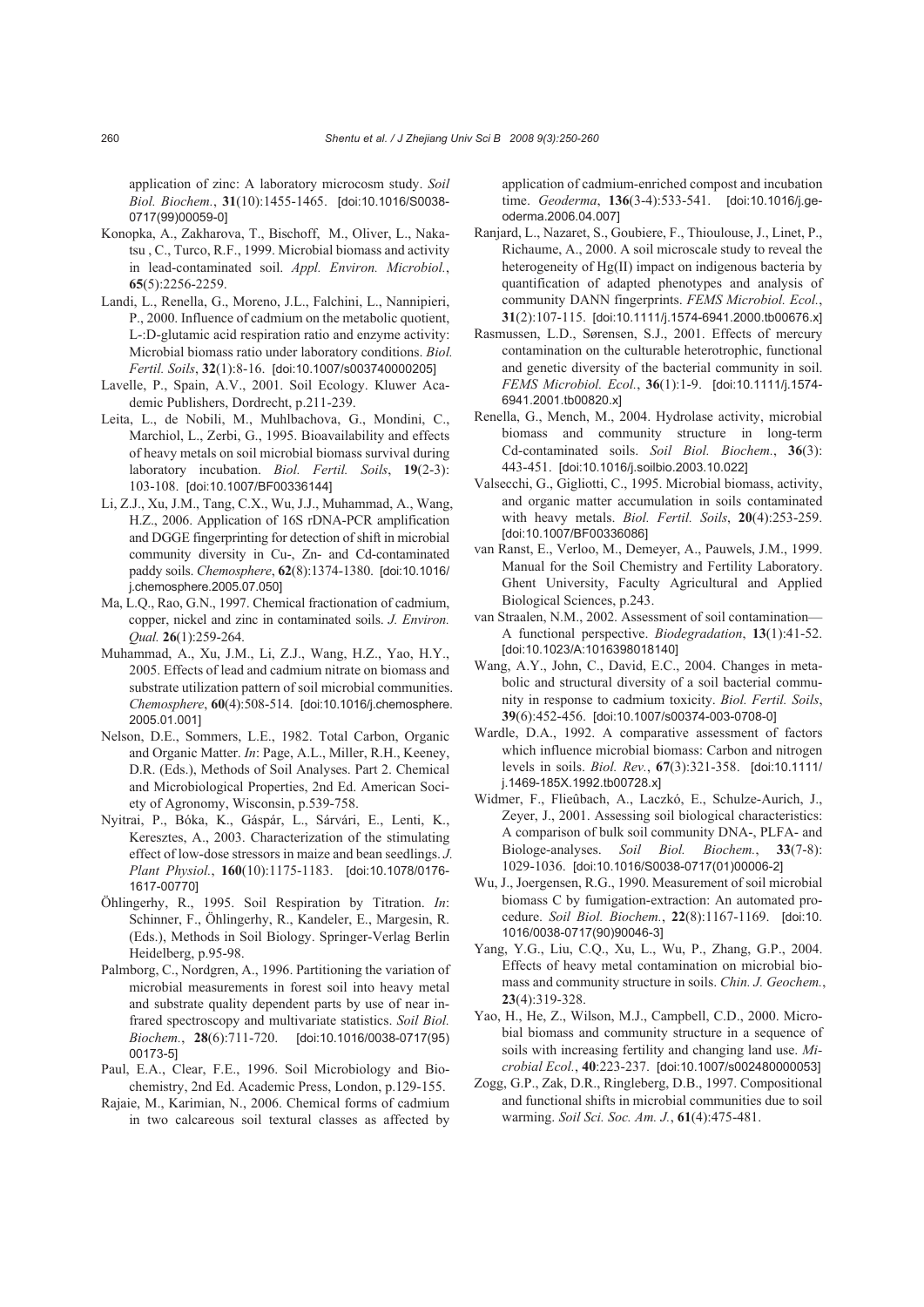application of zinc: A laboratory microcosm study. *Soil Biol. Biochem.*, **31**(10):1455-1465. [doi:10.1016/S0038-0717(99)00059-0]

Konopka, A., Zakharova, T., Bischoff, M., Oliver, L., Nakatsu , C., Turco, R.F., 1999. Microbial biomass and activity in lead-contaminated soil. *Appl. Environ. Microbiol.*, **65**(5):2256-2259.

Landi, L., Renella, G., Moreno, J.L., Falchini, L., Nannipieri, P., 2000. Influence of cadmium on the metabolic quotient, L-:D-glutamic acid respiration ratio and enzyme activity: Microbial biomass ratio under laboratory conditions. *Biol. Fertil. Soils*, **32**(1):8-16. [doi:10.1007/s003740000205]

Lavelle, P., Spain, A.V., 2001. Soil Ecology. Kluwer Academic Publishers, Dordrecht, p.211-239.

Leita, L., de Nobili, M., Muhlbachova, G., Mondini, C., Marchiol, L., Zerbi, G., 1995. Bioavailability and effects of heavy metals on soil microbial biomass survival during laboratory incubation. *Biol. Fertil. Soils*, **19**(2-3): 103-108. [doi:10.1007/BF00336144]

Li, Z.J., Xu, J.M., Tang, C.X., Wu, J.J., Muhammad, A., Wang, H.Z., 2006. Application of 16S rDNA-PCR amplification and DGGE fingerprinting for detection of shift in microbial community diversity in Cu-, Zn- and Cd-contaminated paddy soils. *Chemosphere*, **62**(8):1374-1380. [doi:10.1016/j.chemosphere.2005.07.050]

Ma, L.Q., Rao, G.N., 1997. Chemical fractionation of cadmium, copper, nickel and zinc in contaminated soils. *J. Environ. Qual.* **26**(1):259-264.

Muhammad, A., Xu, J.M., Li, Z.J., Wang, H.Z., Yao, H.Y., 2005. Effects of lead and cadmium nitrate on biomass and substrate utilization pattern of soil microbial communities. *Chemosphere*, **60**(4):508-514. [doi:10.1016/j.chemosphere.2005.01.001]

Nelson, D.E., Sommers, L.E., 1982. Total Carbon, Organic and Organic Matter. *In*: Page, A.L., Miller, R.H., Keeney, D.R. (Eds.), Methods of Soil Analyses. Part 2. Chemical and Microbiological Properties, 2nd Ed. American Society of Agronomy, Wisconsin, p.539-758.

Nyitrai, P., Bóka, K., Gáspár, L., Sárvári, E., Lenti, K., Keresztes, A., 2003. Characterization of the stimulating effect of low-dose stressors in maize and bean seedlings. *J. Plant Physiol.*, **160**(10):1175-1183. [doi:10.1078/0176-1617-00770]

Öhlingerhy, R., 1995. Soil Respiration by Titration. *In*: Schinner, F., Öhlingerhy, R., Kandeler, E., Margesin, R. (Eds.), Methods in Soil Biology. Springer-Verlag Berlin Heidelberg, p.95-98.

Palmborg, C., Nordgren, A., 1996. Partitioning the variation of microbial measurements in forest soil into heavy metal and substrate quality dependent parts by use of near infrared spectroscopy and multivariate statistics. *Soil Biol. Biochem.*, **28**(6):711-720. [doi:10.1016/0038-0717(95)00173-5]

Paul, E.A., Clear, F.E., 1996. Soil Microbiology and Biochemistry, 2nd Ed. Academic Press, London, p.129-155.

Rajaie, M., Karimian, N., 2006. Chemical forms of cadmium in two calcareous soil textural classes as affected by application of cadmium-enriched compost and incubation time. *Geoderma*, **136**(3-4):533-541. [doi:10.1016/j.geoderma.2006.04.007]

Ranjard, L., Nazaret, S., Goubiere, F., Thioulouse, J., Linet, P., Richaume, A., 2000. A soil microscale study to reveal the heterogeneity of Hg(II) impact on indigenous bacteria by quantification of adapted phenotypes and analysis of community DANN fingerprints. *FEMS Microbiol. Ecol.*, **31**(2):107-115. [doi:10.1111/j.1574-6941.2000.tb00676.x]

Rasmussen, L.D., Sørensen, S.J., 2001. Effects of mercury contamination on the culturable heterotrophic, functional and genetic diversity of the bacterial community in soil. *FEMS Microbiol. Ecol.*, **36**(1):1-9. [doi:10.1111/j.1574-6941.2001.tb00820.x]

Renella, G., Mench, M., 2004. Hydrolase activity, microbial biomass and community structure in long-term Cd-contaminated soils. *Soil Biol. Biochem.*, **36**(3): 443-451. [doi:10.1016/j.soilbio.2003.10.022]

Valsecchi, G., Gigliotti, C., 1995. Microbial biomass, activity, and organic matter accumulation in soils contaminated with heavy metals. *Biol. Fertil. Soils*, **20**(4):253-259. [doi:10.1007/BF00336086]

van Ranst, E., Verloo, M., Demeyer, A., Pauwels, J.M., 1999. Manual for the Soil Chemistry and Fertility Laboratory. Ghent University, Faculty Agricultural and Applied Biological Sciences, p.243.

van Straalen, N.M., 2002. Assessment of soil contamination—A functional perspective. *Biodegradation*, **13**(1):41-52. [doi:10.1023/A:1016398018140]

Wang, A.Y., John, C., David, E.C., 2004. Changes in metabolic and structural diversity of a soil bacterial community in response to cadmium toxicity. *Biol. Fertil. Soils*, **39**(6):452-456. [doi:10.1007/s00374-003-0708-0]

Wardle, D.A., 1992. A comparative assessment of factors which influence microbial biomass: Carbon and nitrogen levels in soils. *Biol. Rev.*, **67**(3):321-358. [doi:10.1111/j.1469-185X.1992.tb00728.x]

Widmer, F., Flieûbach, A., Laczkó, E., Schulze-Aurich, J., Zeyer, J., 2001. Assessing soil biological characteristics: A comparison of bulk soil community DNA-, PLFA- and Biologe-analyses. *Soil Biol. Biochem.*, **33**(7-8): 1029-1036. [doi:10.1016/S0038-0717(01)00006-2]

Wu, J., Joergensen, R.G., 1990. Measurement of soil microbial biomass C by fumigation-extraction: An automated procedure. *Soil Biol. Biochem.*, **22**(8):1167-1169. [doi:10.1016/0038-0717(90)90046-3]

Yang, Y.G., Liu, C.Q., Xu, L., Wu, P., Zhang, G.P., 2004. Effects of heavy metal contamination on microbial biomass and community structure in soils. *Chin. J. Geochem.*, **23**(4):319-328.

Yao, H., He, Z., Wilson, M.J., Campbell, C.D., 2000. Microbial biomass and community structure in a sequence of soils with increasing fertility and changing land use. *Microbial Ecol.*, **40**:223-237. [doi:10.1007/s002480000053]

Zogg, G.P., Zak, D.R., Ringleberg, D.B., 1997. Compositional and functional shifts in microbial communities due to soil warming. *Soil Sci. Soc. Am. J.*, **61**(4):475-481.